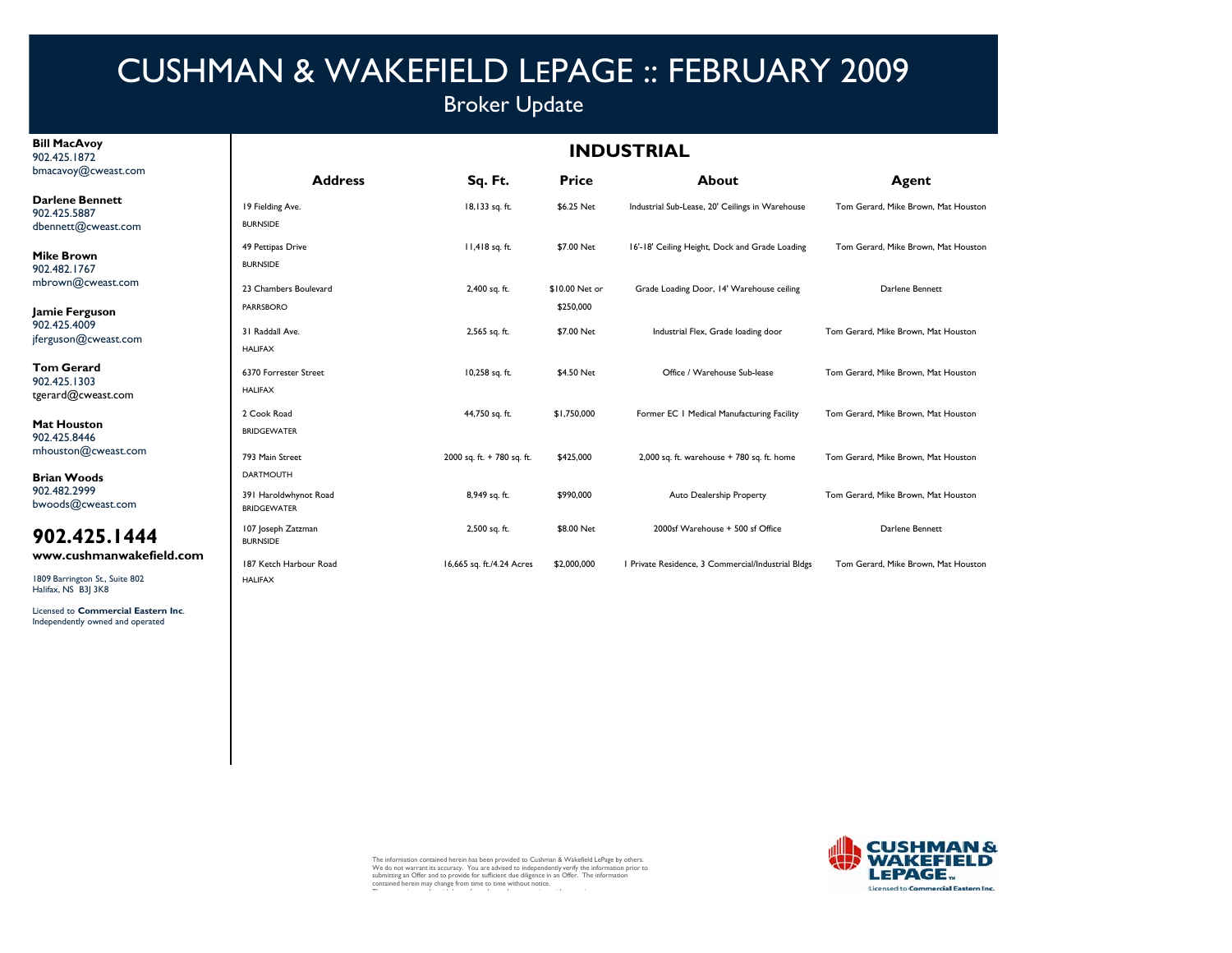# CUSHMAN & WAKEFIELD LEPAGE :: FEBRUARY 2009

## Broker Update

**Bill MacAvoy**
902.425.1872
bmacavoy@cweast.com

**Darlene Bennett**
902.425.5887
dbennett@cweast.com

**Mike Brown**
902.482.1767
mbrown@cweast.com

**Jamie Ferguson**
902.425.4009
jferguson@cweast.com

**Tom Gerard**
902.425.1303
tgerard@cweast.com

**Mat Houston**
902.425.8446
mhouston@cweast.com

**Brian Woods**
902.482.2999
bwoods@cweast.com

## 902.425.1444

**www.cushmanwakefield.com**

1809 Barrington St., Suite 802
Halifax, NS B3J 3K8

Licensed to **Commercial Eastern Inc**.
Independently owned and operated

## INDUSTRIAL

| Address | Sq. Ft. | Price | About | Agent |
|---|---|---|---|---|
| 19 Fielding Ave. BURNSIDE | 18,133 sq. ft. | $6.25 Net | Industrial Sub-Lease, 20' Ceilings in Warehouse | Tom Gerard, Mike Brown, Mat Houston |
| 49 Pettipas Drive BURNSIDE | 11,418 sq. ft. | $7.00 Net | 16'-18' Ceiling Height, Dock and Grade Loading | Tom Gerard, Mike Brown, Mat Houston |
| 23 Chambers Boulevard PARRSBORO | 2,400 sq. ft. | $10.00 Net or $250,000 | Grade Loading Door, 14' Warehouse ceiling | Darlene Bennett |
| 31 Raddall Ave. HALIFAX | 2,565 sq. ft. | $7.00 Net | Industrial Flex, Grade loading door | Tom Gerard, Mike Brown, Mat Houston |
| 6370 Forrester Street HALIFAX | 10,258 sq. ft. | $4.50 Net | Office / Warehouse Sub-lease | Tom Gerard, Mike Brown, Mat Houston |
| 2 Cook Road BRIDGEWATER | 44,750 sq. ft. | $1,750,000 | Former EC 1 Medical Manufacturing Facility | Tom Gerard, Mike Brown, Mat Houston |
| 793 Main Street DARTMOUTH | 2000 sq. ft. + 780 sq. ft. | $425,000 | 2,000 sq. ft. warehouse + 780 sq. ft. home | Tom Gerard, Mike Brown, Mat Houston |
| 391 Haroldwhynot Road BRIDGEWATER | 8,949 sq. ft. | $990,000 | Auto Dealership Property | Tom Gerard, Mike Brown, Mat Houston |
| 107 Joseph Zatzman BURNSIDE | 2,500 sq. ft. | $8.00 Net | 2000sf Warehouse + 500 sf Office | Darlene Bennett |
| 187 Ketch Harbour Road HALIFAX | 16,665 sq. ft./4.24 Acres | $2,000,000 | 1 Private Residence, 3 Commercial/Industrial Bldgs | Tom Gerard, Mike Brown, Mat Houston |

The information contained herein has been provided to Cushman & Wakefield LePage by others. We do not warrant its accuracy. You are advised to independently verify the information prior to submitting an Offer and to provide for sufficient due diligence in an Offer. The information contained herein may change from time to time without notice.

CUSHMAN & WAKEFIELD LEPAGE™ Licensed to Commercial Eastern Inc.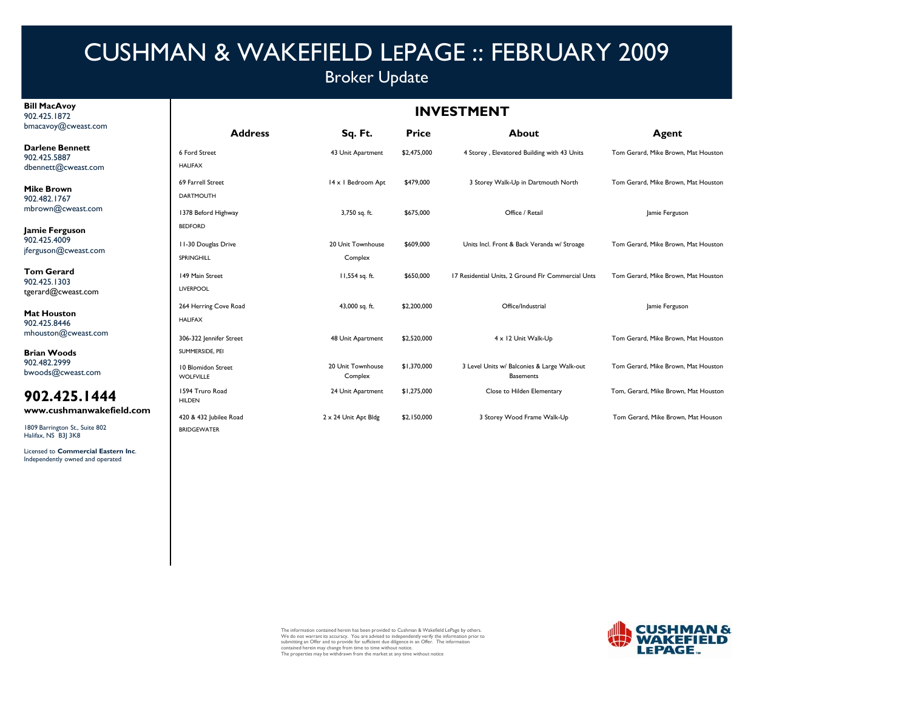# CUSHMAN & WAKEFIELD LEPAGE :: FEBRUARY 2009

## Broker Update

**Bill MacAvoy**
902.425.1872
bmacavoy@cweast.com

**Darlene Bennett**
902.425.5887
dbennett@cweast.com

**Mike Brown**
902.482.1767
mbrown@cweast.com

**Jamie Ferguson**
902.425.4009
jferguson@cweast.com

**Tom Gerard**
902.425.1303
tgerard@cweast.com

**Mat Houston**
902.425.8446
mhouston@cweast.com

**Brian Woods**
902.482.2999
bwoods@cweast.com

**902.425.1444**

**www.cushmanwakefield.com**

1809 Barrington St., Suite 802
Halifax, NS B3J 3K8

Licensed to **Commercial Eastern Inc**.
Independently owned and operated

## INVESTMENT

| Address | Sq. Ft. | Price | About | Agent |
|---|---|---|---|---|
| 6 Ford Street HALIFAX | 43 Unit Apartment | $2,475,000 | 4 Storey , Elevatored Building with 43 Units | Tom Gerard, Mike Brown, Mat Houston |
| 69 Farrell Street DARTMOUTH | 14 x 1 Bedroom Apt | $479,000 | 3 Storey Walk-Up in Dartmouth North | Tom Gerard, Mike Brown, Mat Houston |
| 1378 Beford Highway BEDFORD | 3,750 sq. ft. | $675,000 | Office / Retail | Jamie Ferguson |
| 11-30 Douglas Drive SPRINGHILL | 20 Unit Townhouse Complex | $609,000 | Units Incl. Front & Back Veranda w/ Stroage | Tom Gerard, Mike Brown, Mat Houston |
| 149 Main Street LIVERPOOL | 11,554 sq. ft. | $650,000 | 17 Residential Units, 2 Ground Flr Commercial Unts | Tom Gerard, Mike Brown, Mat Houston |
| 264 Herring Cove Road HALIFAX | 43,000 sq. ft. | $2,200,000 | Office/Industrial | Jamie Ferguson |
| 306-322 Jennifer Street SUMMERSIDE, PEI | 48 Unit Apartment | $2,520,000 | 4 x 12 Unit Walk-Up | Tom Gerard, Mike Brown, Mat Houston |
| 10 Blomidon Street WOLFVILLE | 20 Unit Townhouse Complex | $1,370,000 | 3 Level Units w/ Balconies & Large Walk-out Basements | Tom Gerard, Mike Brown, Mat Houston |
| 1594 Truro Road HILDEN | 24 Unit Apartment | $1,275,000 | Close to Hilden Elementary | Tom, Gerard, Mike Brown, Mat Houston |
| 420 & 432 Jubilee Road BRIDGEWATER | 2 x 24 Unit Apt Bldg | $2,150,000 | 3 Storey Wood Frame Walk-Up | Tom Gerard, Mike Brown, Mat Houson |

The information contained herein has been provided to Cushman & Wakefield LePage by others. We do not warrant its accuracy. You are advised to independently verify the information prior to submitting an Offer and to provide for sufficient due diligence in an Offer. The information contained herein may change from time to time without notice.
The properties may be withdrawn from the market at any time without notice

CUSHMAN & WAKEFIELD LEPAGE™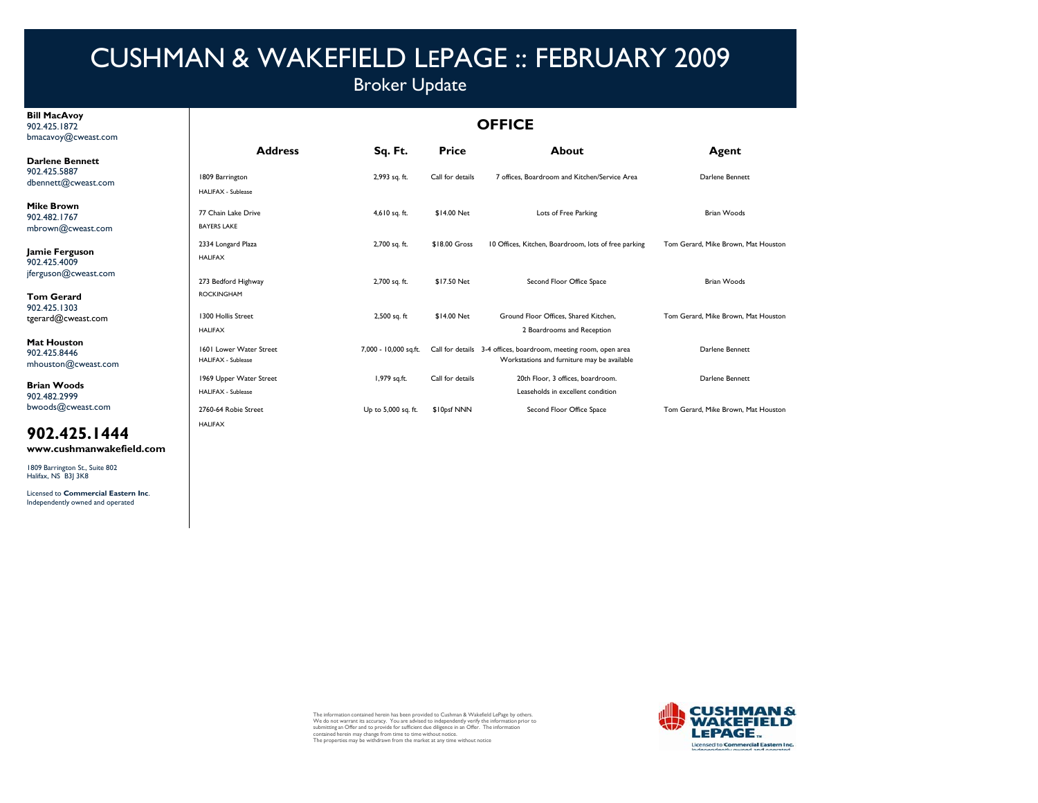# CUSHMAN & WAKEFIELD LEPAGE :: FEBRUARY 2009

## Broker Update

**Bill MacAvoy**
902.425.1872
bmacavoy@cweast.com

**Darlene Bennett**
902.425.5887
dbennett@cweast.com

**Mike Brown**
902.482.1767
mbrown@cweast.com

**Jamie Ferguson**
902.425.4009
jferguson@cweast.com

**Tom Gerard**
902.425.1303
tgerard@cweast.com

**Mat Houston**
902.425.8446
mhouston@cweast.com

**Brian Woods**
902.482.2999
bwoods@cweast.com

**902.425.1444**
**www.cushmanwakefield.com**

1809 Barrington St., Suite 802
Halifax, NS B3J 3K8

Licensed to **Commercial Eastern Inc**.
Independently owned and operated

## OFFICE

| Address | Sq. Ft. | Price | About | Agent |
|---|---|---|---|---|
| 1809 Barrington<br>HALIFAX - Sublease | 2,993 sq. ft. | Call for details | 7 offices, Boardroom and Kitchen/Service Area | Darlene Bennett |
| 77 Chain Lake Drive<br>BAYERS LAKE | 4,610 sq. ft. | $14.00 Net | Lots of Free Parking | Brian Woods |
| 2334 Longard Plaza<br>HALIFAX | 2,700 sq. ft. | $18.00 Gross | 10 Offices, Kitchen, Boardroom, lots of free parking | Tom Gerard, Mike Brown, Mat Houston |
| 273 Bedford Highway<br>ROCKINGHAM | 2,700 sq. ft. | $17.50 Net | Second Floor Office Space | Brian Woods |
| 1300 Hollis Street<br>HALIFAX | 2,500 sq. ft | $14.00 Net | Ground Floor Offices, Shared Kitchen, 2 Boardrooms and Reception | Tom Gerard, Mike Brown, Mat Houston |
| 1601 Lower Water Street<br>HALIFAX - Sublease | 7,000 - 10,000 sq.ft. | Call for details | 3-4 offices, boardroom, meeting room, open area Workstations and furniture may be available | Darlene Bennett |
| 1969 Upper Water Street<br>HALIFAX - Sublease | 1,979 sq.ft. | Call for details | 20th Floor, 3 offices, boardroom. Leaseholds in excellent condition | Darlene Bennett |
| 2760-64 Robie Street<br>HALIFAX | Up to 5,000 sq. ft. | $10psf NNN | Second Floor Office Space | Tom Gerard, Mike Brown, Mat Houston |

The information contained herein has been provided to Cushman & Wakefield LePage by others. We do not warrant its accuracy. You are advised to independently verify the information prior to submitting an Offer and to provide for sufficient due diligence in an Offer. The information contained herein may change from time to time without notice.
The properties may be withdrawn from the market at any time without notice

CUSHMAN & WAKEFIELD LEPAGE
Licensed to Commercial Eastern Inc.
Independently owned and operated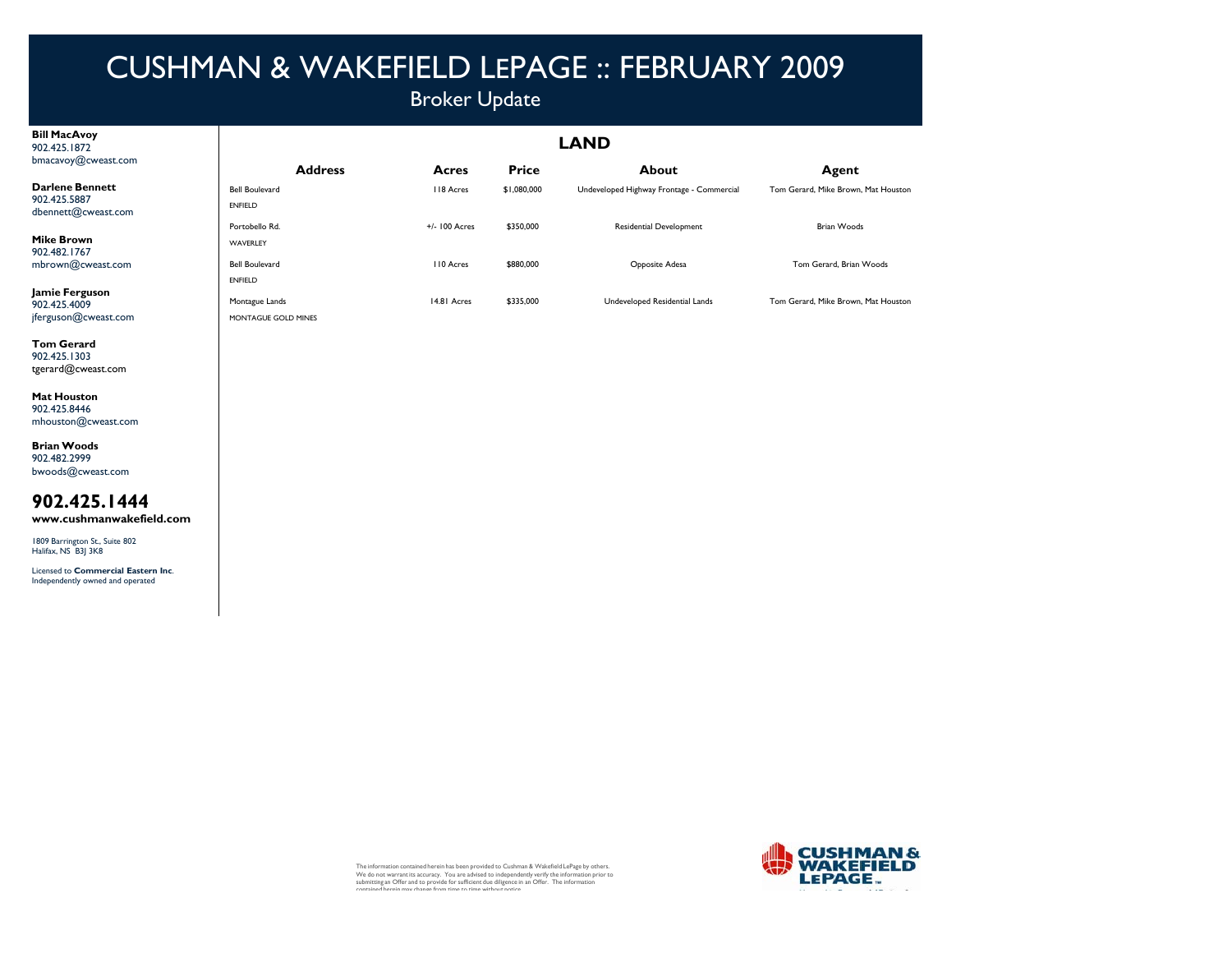# CUSHMAN & WAKEFIELD LEPAGE :: FEBRUARY 2009

Broker Update

**Bill MacAvoy**
902.425.1872
bmacavoy@cweast.com

**Darlene Bennett**
902.425.5887
dbennett@cweast.com

**Mike Brown**
902.482.1767
mbrown@cweast.com

**Jamie Ferguson**
902.425.4009
jferguson@cweast.com

**Tom Gerard**
902.425.1303
tgerard@cweast.com

**Mat Houston**
902.425.8446
mhouston@cweast.com

**Brian Woods**
902.482.2999
bwoods@cweast.com

**902.425.1444**
**www.cushmanwakefield.com**

1809 Barrington St., Suite 802
Halifax, NS B3J 3K8

Licensed to **Commercial Eastern Inc**.
Independently owned and operated

## LAND

| Address | Acres | Price | About | Agent |
|---|---|---|---|---|
| Bell Boulevard<br>ENFIELD | 118 Acres | $1,080,000 | Undeveloped Highway Frontage - Commercial | Tom Gerard, Mike Brown, Mat Houston |
| Portobello Rd.<br>WAVERLEY | +/- 100 Acres | $350,000 | Residential Development | Brian Woods |
| Bell Boulevard<br>ENFIELD | 110 Acres | $880,000 | Opposite Adesa | Tom Gerard, Brian Woods |
| Montague Lands<br>MONTAGUE GOLD MINES | 14.81 Acres | $335,000 | Undeveloped Residential Lands | Tom Gerard, Mike Brown, Mat Houston |

The information contained herein has been provided to Cushman & Wakefield LePage by others. We do not warrant its accuracy. You are advised to independently verify the information prior to submitting an Offer and to provide for sufficient due diligence in an Offer. The information contained herein may change from time to time without notice.

CUSHMAN & WAKEFIELD LEPAGE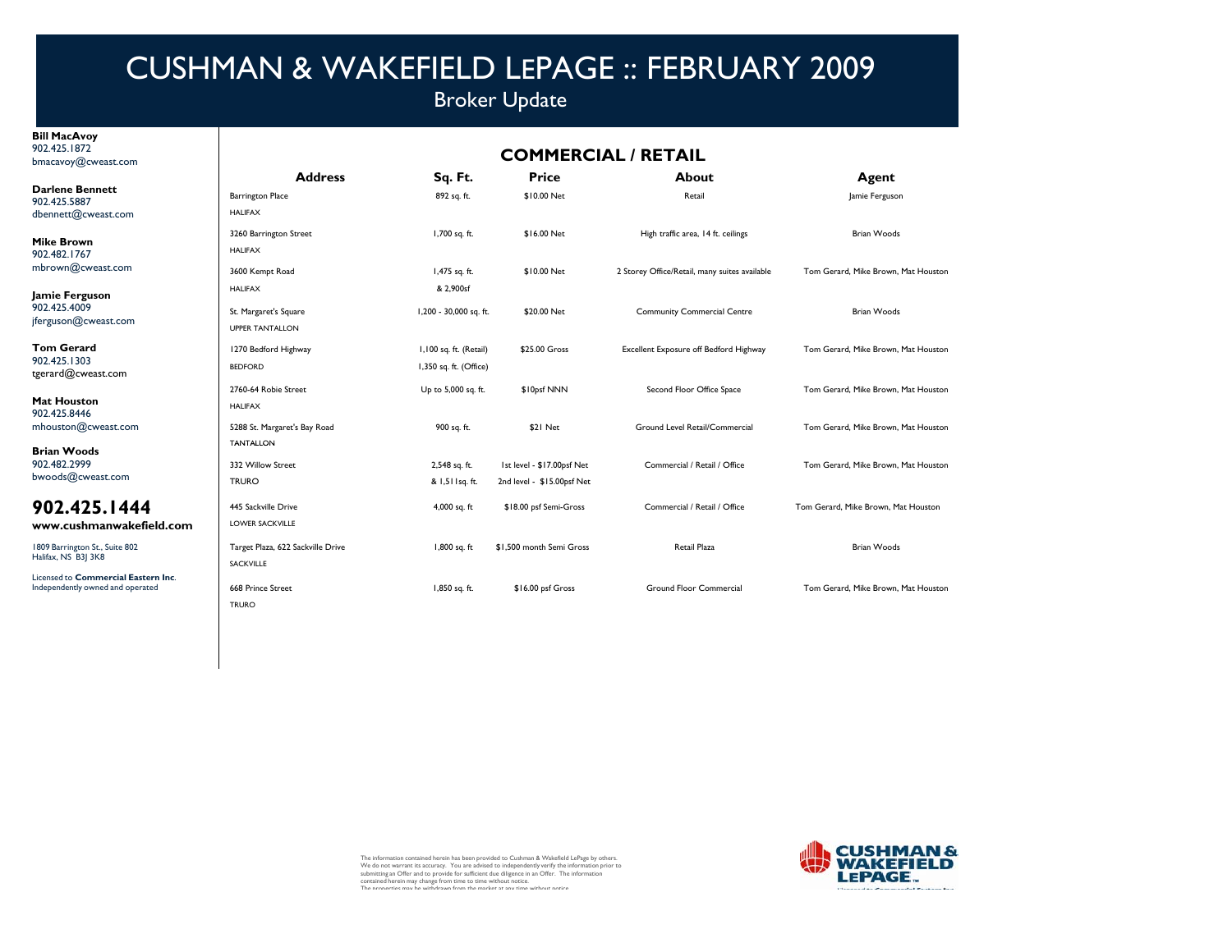# CUSHMAN & WAKEFIELD LEPAGE :: FEBRUARY 2009

Broker Update

**Bill MacAvoy**
902.425.1872
bmacavoy@cweast.com

**Darlene Bennett**
902.425.5887
dbennett@cweast.com

**Mike Brown**
902.482.1767
mbrown@cweast.com

**Jamie Ferguson**
902.425.4009
jferguson@cweast.com

**Tom Gerard**
902.425.1303
tgerard@cweast.com

**Mat Houston**
902.425.8446
mhouston@cweast.com

**Brian Woods**
902.482.2999
bwoods@cweast.com

**902.425.1444**
**www.cushmanwakefield.com**

1809 Barrington St., Suite 802
Halifax, NS B3J 3K8

Licensed to **Commercial Eastern Inc**.
Independently owned and operated

## COMMERCIAL / RETAIL

| Address | Sq. Ft. | Price | About | Agent |
|---|---|---|---|---|
| Barrington Place<br>HALIFAX | 892 sq. ft. | $10.00 Net | Retail | Jamie Ferguson |
| 3260 Barrington Street<br>HALIFAX | 1,700 sq. ft. | $16.00 Net | High traffic area, 14 ft. ceilings | Brian Woods |
| 3600 Kempt Road<br>HALIFAX | 1,475 sq. ft.<br>& 2,900sf | $10.00 Net | 2 Storey Office/Retail, many suites available | Tom Gerard, Mike Brown, Mat Houston |
| St. Margaret's Square<br>UPPER TANTALLON | 1,200 - 30,000 sq. ft. | $20.00 Net | Community Commercial Centre | Brian Woods |
| 1270 Bedford Highway<br>BEDFORD | 1,100 sq. ft. (Retail)<br>1,350 sq. ft. (Office) | $25.00 Gross | Excellent Exposure off Bedford Highway | Tom Gerard, Mike Brown, Mat Houston |
| 2760-64 Robie Street<br>HALIFAX | Up to 5,000 sq. ft. | $10psf NNN | Second Floor Office Space | Tom Gerard, Mike Brown, Mat Houston |
| 5288 St. Margaret's Bay Road<br>TANTALLON | 900 sq. ft. | $21 Net | Ground Level Retail/Commercial | Tom Gerard, Mike Brown, Mat Houston |
| 332 Willow Street<br>TRURO | 2,548 sq. ft.<br>& 1,511sq. ft. | 1st level - $17.00psf Net<br>2nd level - $15.00psf Net | Commercial / Retail / Office | Tom Gerard, Mike Brown, Mat Houston |
| 445 Sackville Drive<br>LOWER SACKVILLE | 4,000 sq. ft | $18.00 psf Semi-Gross | Commercial / Retail / Office | Tom Gerard, Mike Brown, Mat Houston |
| Target Plaza, 622 Sackville Drive<br>SACKVILLE | 1,800 sq. ft | $1,500 month Semi Gross | Retail Plaza | Brian Woods |
| 668 Prince Street<br>TRURO | 1,850 sq. ft. | $16.00 psf Gross | Ground Floor Commercial | Tom Gerard, Mike Brown, Mat Houston |

The information contained herein has been provided to Cushman & Wakefield LePage by others. We do not warrant its accuracy. You are advised to independently verify the information prior to submitting an Offer and to provide for sufficient due diligence in an Offer. The information contained herein may change from time to time without notice. The properties may be withdrawn from the market at any time without notice.

CUSHMAN & WAKEFIELD LEPAGE